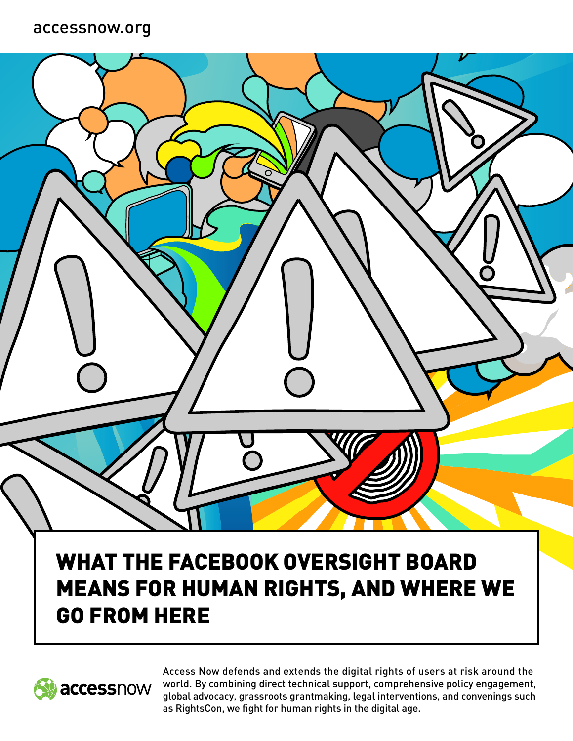accessnow.org

# WHAT THE FACEBOOK OVERSIGHT BOARD MEANS FOR HUMAN RIGHTS, AND WHERE WE GO FROM HERE

accessnow

Access Now defends and extends the digital rights of users at risk around the world. By combining direct technical support, comprehensive policy engagement, global advocacy, grassroots grantmaking, legal interventions, and convenings such as RightsCon, we fight for human rights in the digital age.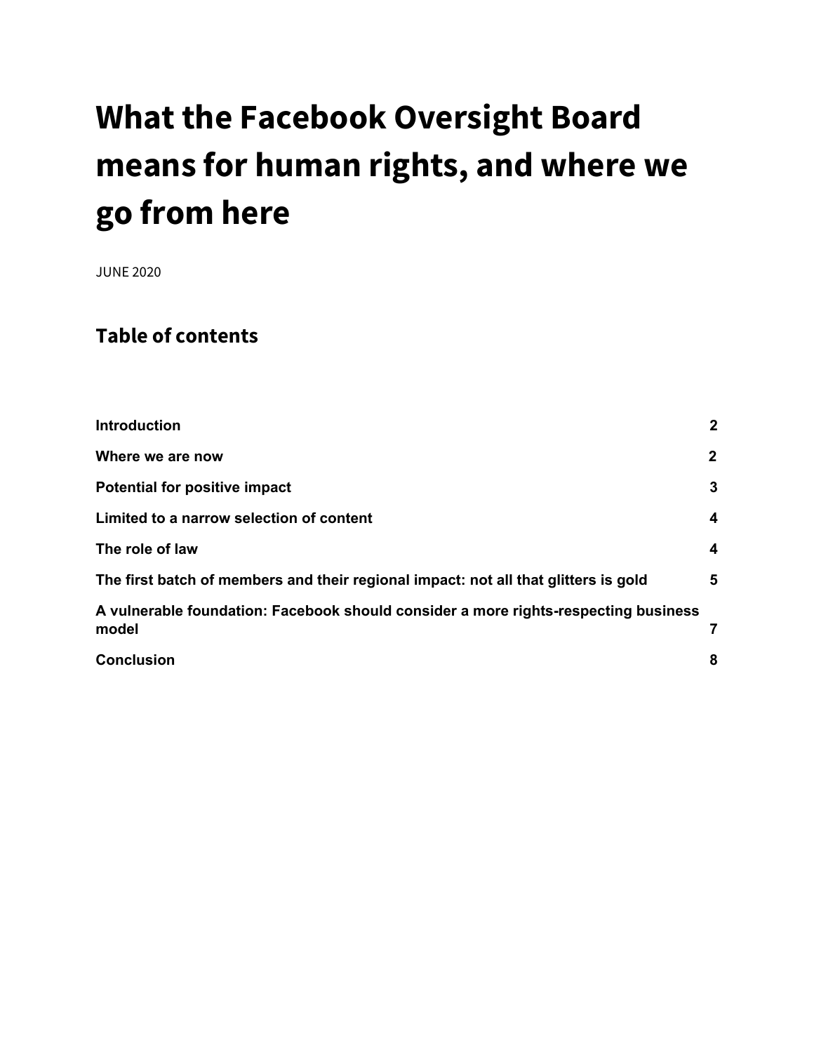# What the Facebook Oversight Board means for human rights, and where we go from here

JUNE 2020

## Table of contents

| | |
|---|---|
| **Introduction** | **2** |
| **Where we are now** | **2** |
| **Potential for positive impact** | **3** |
| **Limited to a narrow selection of content** | **4** |
| **The role of law** | **4** |
| **The first batch of members and their regional impact: not all that glitters is gold** | **5** |
| **A vulnerable foundation: Facebook should consider a more rights-respecting business model** | **7** |
| **Conclusion** | **8** |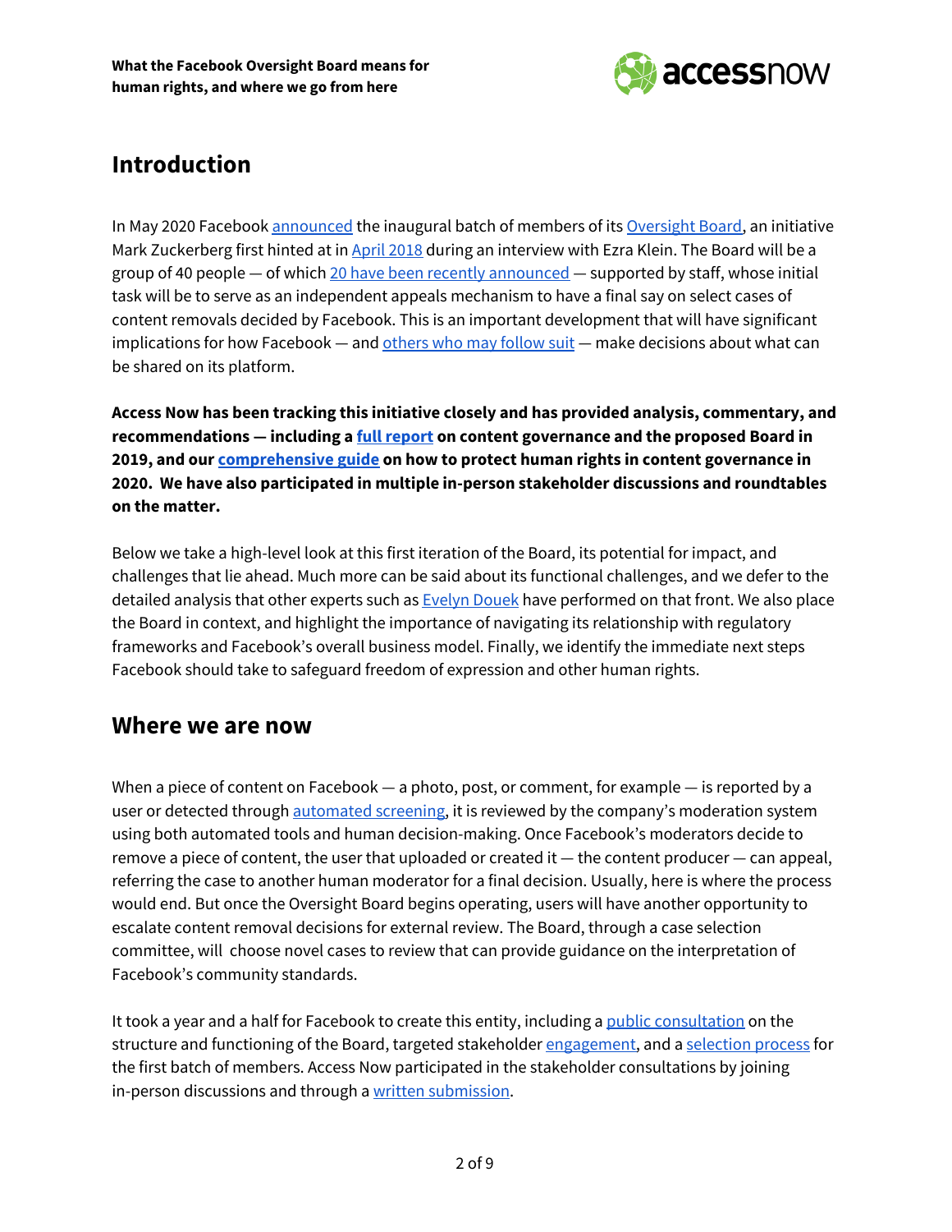## Introduction

In May 2020 Facebook announced the inaugural batch of members of its Oversight Board, an initiative Mark Zuckerberg first hinted at in April 2018 during an interview with Ezra Klein. The Board will be a group of 40 people — of which 20 have been recently announced — supported by staff, whose initial task will be to serve as an independent appeals mechanism to have a final say on select cases of content removals decided by Facebook. This is an important development that will have significant implications for how Facebook — and others who may follow suit — make decisions about what can be shared on its platform.

**Access Now has been tracking this initiative closely and has provided analysis, commentary, and recommendations — including a full report on content governance and the proposed Board in 2019, and our comprehensive guide on how to protect human rights in content governance in 2020. We have also participated in multiple in-person stakeholder discussions and roundtables on the matter.**

Below we take a high-level look at this first iteration of the Board, its potential for impact, and challenges that lie ahead. Much more can be said about its functional challenges, and we defer to the detailed analysis that other experts such as Evelyn Douek have performed on that front. We also place the Board in context, and highlight the importance of navigating its relationship with regulatory frameworks and Facebook's overall business model. Finally, we identify the immediate next steps Facebook should take to safeguard freedom of expression and other human rights.

## Where we are now

When a piece of content on Facebook — a photo, post, or comment, for example — is reported by a user or detected through automated screening, it is reviewed by the company's moderation system using both automated tools and human decision-making. Once Facebook's moderators decide to remove a piece of content, the user that uploaded or created it — the content producer — can appeal, referring the case to another human moderator for a final decision. Usually, here is where the process would end. But once the Oversight Board begins operating, users will have another opportunity to escalate content removal decisions for external review. The Board, through a case selection committee, will choose novel cases to review that can provide guidance on the interpretation of Facebook's community standards.

It took a year and a half for Facebook to create this entity, including a public consultation on the structure and functioning of the Board, targeted stakeholder engagement, and a selection process for the first batch of members. Access Now participated in the stakeholder consultations by joining in-person discussions and through a written submission.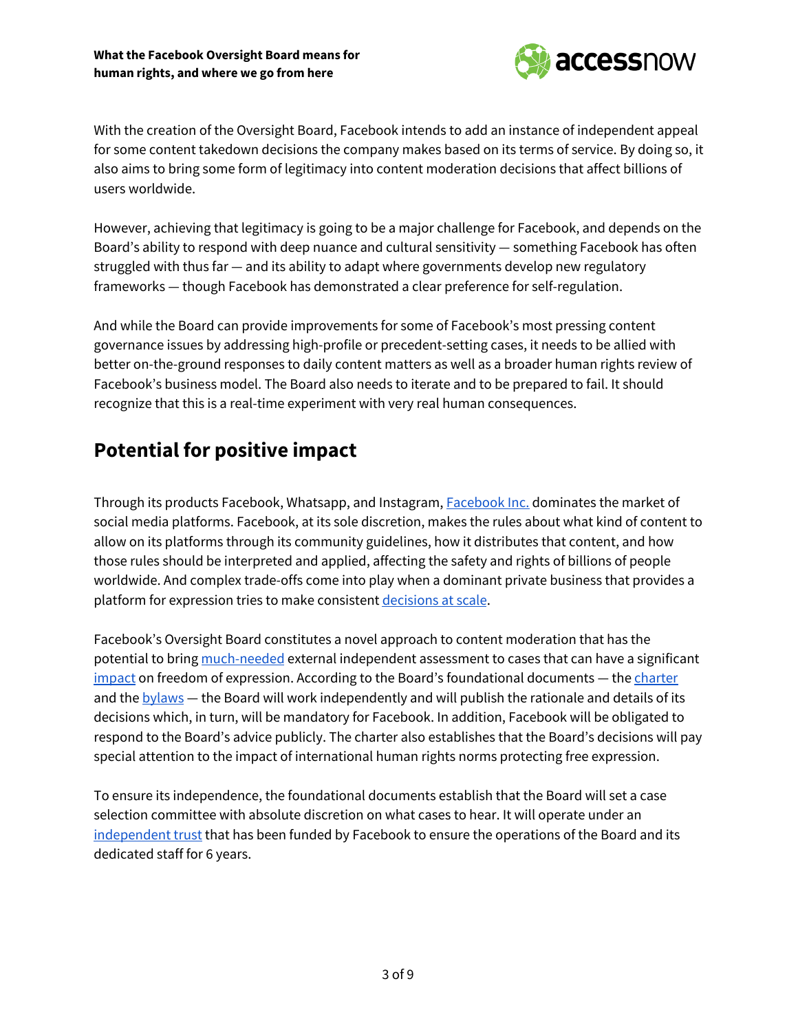With the creation of the Oversight Board, Facebook intends to add an instance of independent appeal for some content takedown decisions the company makes based on its terms of service. By doing so, it also aims to bring some form of legitimacy into content moderation decisions that affect billions of users worldwide.

However, achieving that legitimacy is going to be a major challenge for Facebook, and depends on the Board's ability to respond with deep nuance and cultural sensitivity — something Facebook has often struggled with thus far — and its ability to adapt where governments develop new regulatory frameworks — though Facebook has demonstrated a clear preference for self-regulation.

And while the Board can provide improvements for some of Facebook's most pressing content governance issues by addressing high-profile or precedent-setting cases, it needs to be allied with better on-the-ground responses to daily content matters as well as a broader human rights review of Facebook's business model. The Board also needs to iterate and to be prepared to fail. It should recognize that this is a real-time experiment with very real human consequences.

## Potential for positive impact

Through its products Facebook, Whatsapp, and Instagram, Facebook Inc. dominates the market of social media platforms. Facebook, at its sole discretion, makes the rules about what kind of content to allow on its platforms through its community guidelines, how it distributes that content, and how those rules should be interpreted and applied, affecting the safety and rights of billions of people worldwide. And complex trade-offs come into play when a dominant private business that provides a platform for expression tries to make consistent decisions at scale.

Facebook's Oversight Board constitutes a novel approach to content moderation that has the potential to bring much-needed external independent assessment to cases that can have a significant impact on freedom of expression. According to the Board's foundational documents — the charter and the bylaws — the Board will work independently and will publish the rationale and details of its decisions which, in turn, will be mandatory for Facebook. In addition, Facebook will be obligated to respond to the Board's advice publicly. The charter also establishes that the Board's decisions will pay special attention to the impact of international human rights norms protecting free expression.

To ensure its independence, the foundational documents establish that the Board will set a case selection committee with absolute discretion on what cases to hear. It will operate under an independent trust that has been funded by Facebook to ensure the operations of the Board and its dedicated staff for 6 years.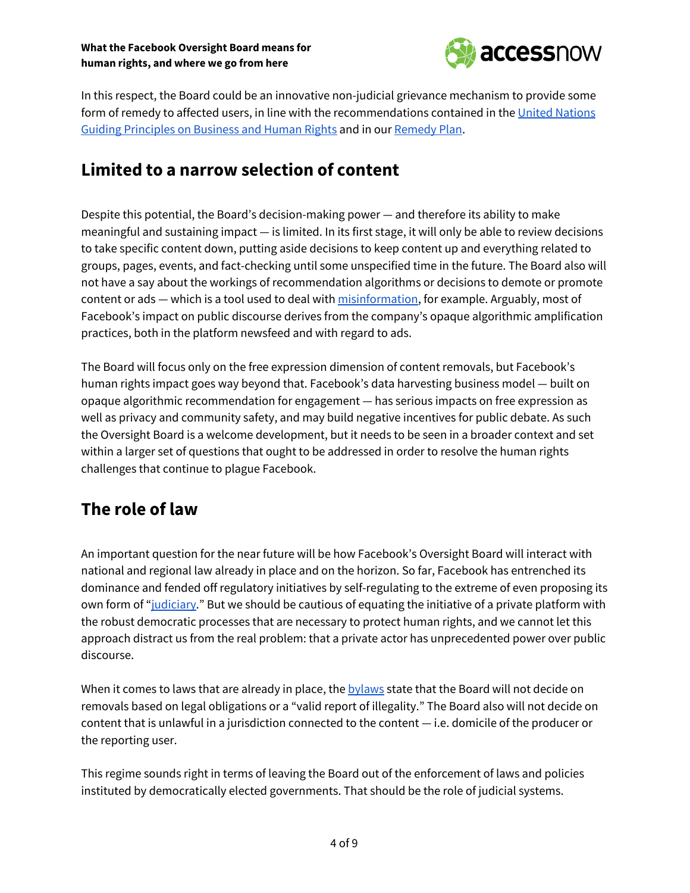In this respect, the Board could be an innovative non-judicial grievance mechanism to provide some form of remedy to affected users, in line with the recommendations contained in the United Nations Guiding Principles on Business and Human Rights and in our Remedy Plan.

## Limited to a narrow selection of content

Despite this potential, the Board's decision-making power — and therefore its ability to make meaningful and sustaining impact — is limited. In its first stage, it will only be able to review decisions to take specific content down, putting aside decisions to keep content up and everything related to groups, pages, events, and fact-checking until some unspecified time in the future. The Board also will not have a say about the workings of recommendation algorithms or decisions to demote or promote content or ads — which is a tool used to deal with misinformation, for example. Arguably, most of Facebook's impact on public discourse derives from the company's opaque algorithmic amplification practices, both in the platform newsfeed and with regard to ads.

The Board will focus only on the free expression dimension of content removals, but Facebook's human rights impact goes way beyond that. Facebook's data harvesting business model — built on opaque algorithmic recommendation for engagement — has serious impacts on free expression as well as privacy and community safety, and may build negative incentives for public debate. As such the Oversight Board is a welcome development, but it needs to be seen in a broader context and set within a larger set of questions that ought to be addressed in order to resolve the human rights challenges that continue to plague Facebook.

## The role of law

An important question for the near future will be how Facebook's Oversight Board will interact with national and regional law already in place and on the horizon. So far, Facebook has entrenched its dominance and fended off regulatory initiatives by self-regulating to the extreme of even proposing its own form of "judiciary." But we should be cautious of equating the initiative of a private platform with the robust democratic processes that are necessary to protect human rights, and we cannot let this approach distract us from the real problem: that a private actor has unprecedented power over public discourse.

When it comes to laws that are already in place, the bylaws state that the Board will not decide on removals based on legal obligations or a "valid report of illegality." The Board also will not decide on content that is unlawful in a jurisdiction connected to the content — i.e. domicile of the producer or the reporting user.

This regime sounds right in terms of leaving the Board out of the enforcement of laws and policies instituted by democratically elected governments. That should be the role of judicial systems.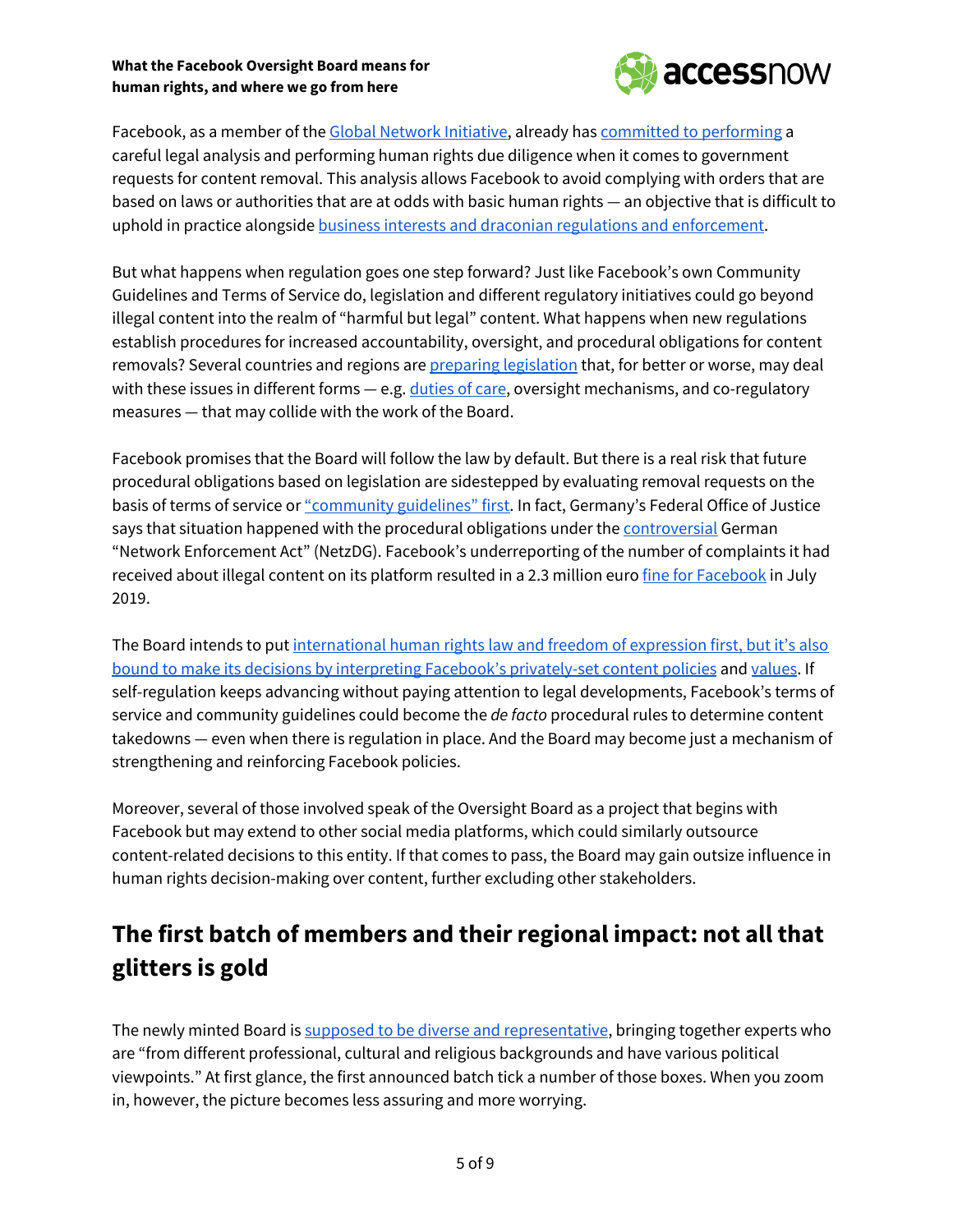Facebook, as a member of the Global Network Initiative, already has committed to performing a careful legal analysis and performing human rights due diligence when it comes to government requests for content removal. This analysis allows Facebook to avoid complying with orders that are based on laws or authorities that are at odds with basic human rights — an objective that is difficult to uphold in practice alongside business interests and draconian regulations and enforcement.

But what happens when regulation goes one step forward? Just like Facebook's own Community Guidelines and Terms of Service do, legislation and different regulatory initiatives could go beyond illegal content into the realm of "harmful but legal" content. What happens when new regulations establish procedures for increased accountability, oversight, and procedural obligations for content removals? Several countries and regions are preparing legislation that, for better or worse, may deal with these issues in different forms — e.g. duties of care, oversight mechanisms, and co-regulatory measures — that may collide with the work of the Board.

Facebook promises that the Board will follow the law by default. But there is a real risk that future procedural obligations based on legislation are sidestepped by evaluating removal requests on the basis of terms of service or "community guidelines" first. In fact, Germany's Federal Office of Justice says that situation happened with the procedural obligations under the controversial German "Network Enforcement Act" (NetzDG). Facebook's underreporting of the number of complaints it had received about illegal content on its platform resulted in a 2.3 million euro fine for Facebook in July 2019.

The Board intends to put international human rights law and freedom of expression first, but it's also bound to make its decisions by interpreting Facebook's privately-set content policies and values. If self-regulation keeps advancing without paying attention to legal developments, Facebook's terms of service and community guidelines could become the *de facto* procedural rules to determine content takedowns — even when there is regulation in place. And the Board may become just a mechanism of strengthening and reinforcing Facebook policies.

Moreover, several of those involved speak of the Oversight Board as a project that begins with Facebook but may extend to other social media platforms, which could similarly outsource content-related decisions to this entity. If that comes to pass, the Board may gain outsize influence in human rights decision-making over content, further excluding other stakeholders.

## The first batch of members and their regional impact: not all that glitters is gold

The newly minted Board is supposed to be diverse and representative, bringing together experts who are "from different professional, cultural and religious backgrounds and have various political viewpoints." At first glance, the first announced batch tick a number of those boxes. When you zoom in, however, the picture becomes less assuring and more worrying.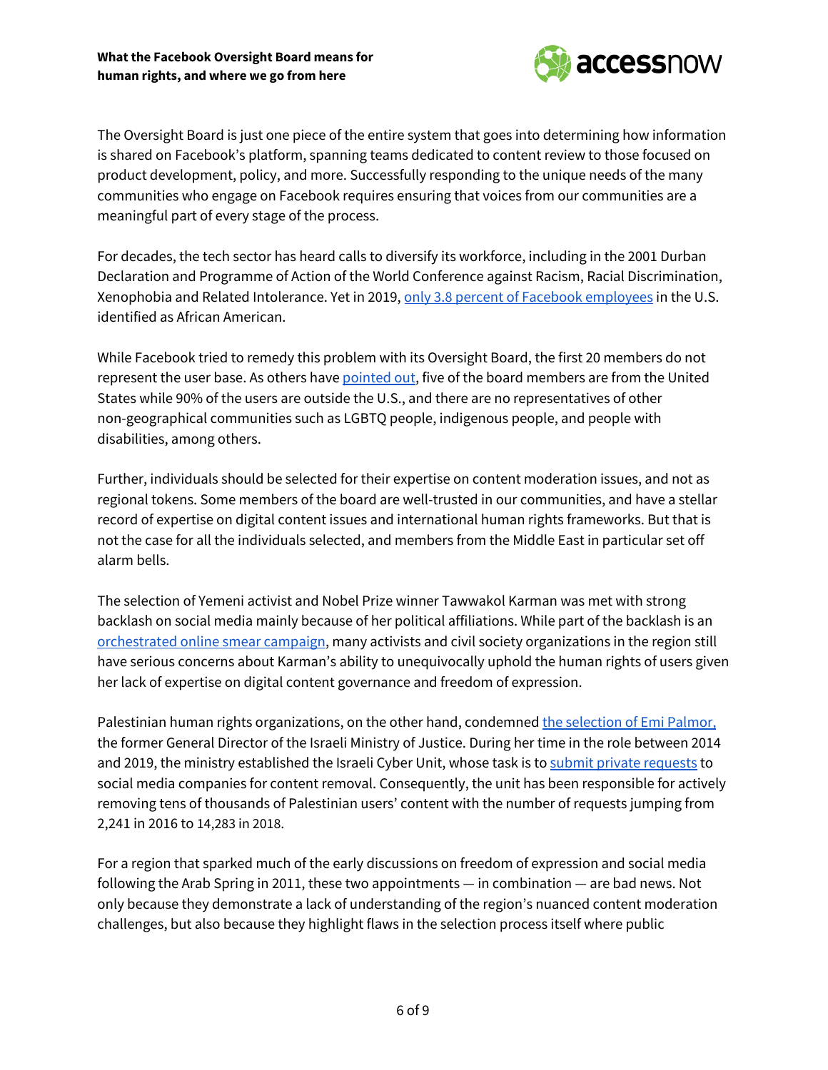The Oversight Board is just one piece of the entire system that goes into determining how information is shared on Facebook's platform, spanning teams dedicated to content review to those focused on product development, policy, and more. Successfully responding to the unique needs of the many communities who engage on Facebook requires ensuring that voices from our communities are a meaningful part of every stage of the process.

For decades, the tech sector has heard calls to diversify its workforce, including in the 2001 Durban Declaration and Programme of Action of the World Conference against Racism, Racial Discrimination, Xenophobia and Related Intolerance. Yet in 2019, only 3.8 percent of Facebook employees in the U.S. identified as African American.

While Facebook tried to remedy this problem with its Oversight Board, the first 20 members do not represent the user base. As others have pointed out, five of the board members are from the United States while 90% of the users are outside the U.S., and there are no representatives of other non-geographical communities such as LGBTQ people, indigenous people, and people with disabilities, among others.

Further, individuals should be selected for their expertise on content moderation issues, and not as regional tokens. Some members of the board are well-trusted in our communities, and have a stellar record of expertise on digital content issues and international human rights frameworks. But that is not the case for all the individuals selected, and members from the Middle East in particular set off alarm bells.

The selection of Yemeni activist and Nobel Prize winner Tawwakol Karman was met with strong backlash on social media mainly because of her political affiliations. While part of the backlash is an orchestrated online smear campaign, many activists and civil society organizations in the region still have serious concerns about Karman's ability to unequivocally uphold the human rights of users given her lack of expertise on digital content governance and freedom of expression.

Palestinian human rights organizations, on the other hand, condemned the selection of Emi Palmor, the former General Director of the Israeli Ministry of Justice. During her time in the role between 2014 and 2019, the ministry established the Israeli Cyber Unit, whose task is to submit private requests to social media companies for content removal. Consequently, the unit has been responsible for actively removing tens of thousands of Palestinian users' content with the number of requests jumping from 2,241 in 2016 to 14,283 in 2018.

For a region that sparked much of the early discussions on freedom of expression and social media following the Arab Spring in 2011, these two appointments — in combination — are bad news. Not only because they demonstrate a lack of understanding of the region's nuanced content moderation challenges, but also because they highlight flaws in the selection process itself where public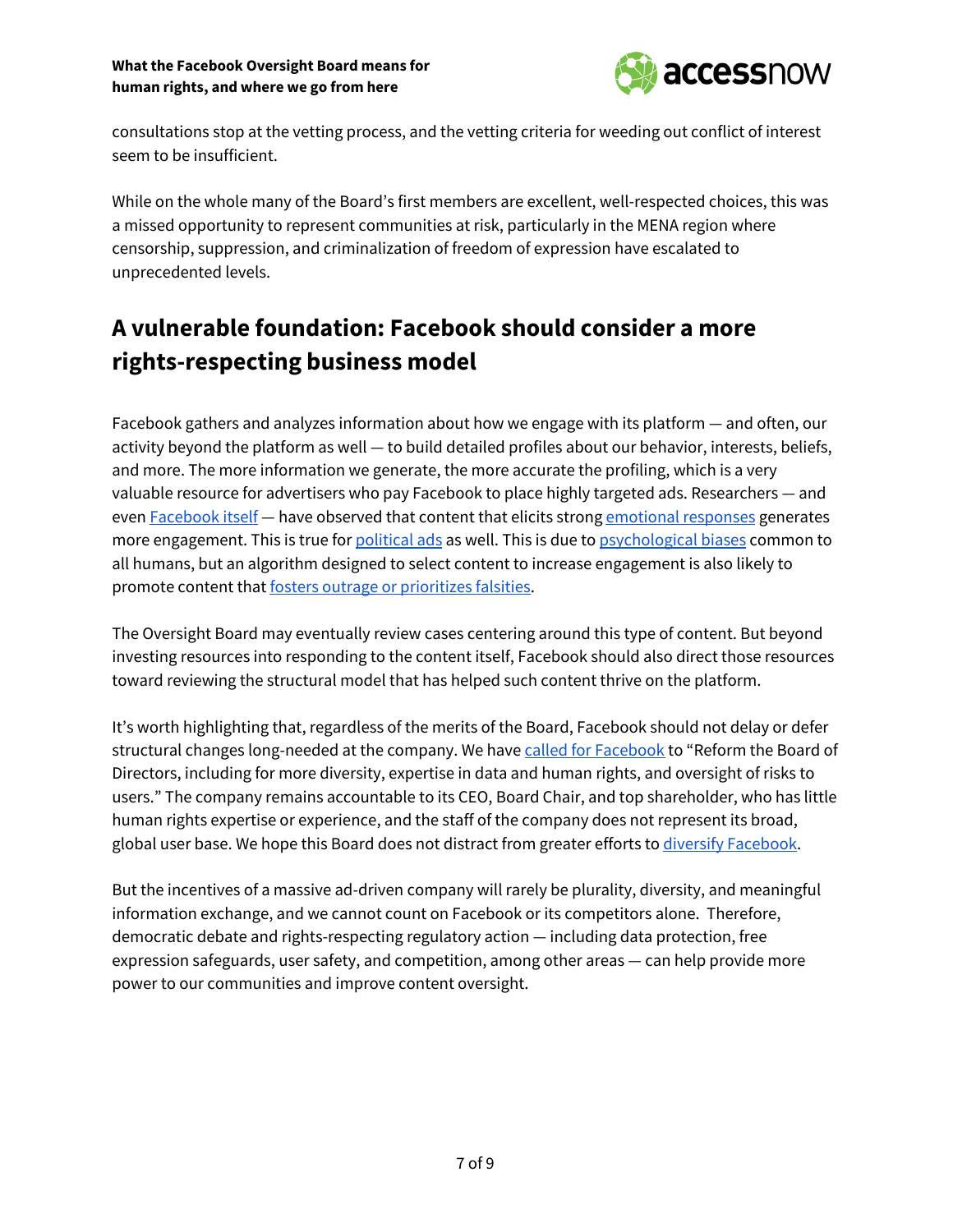consultations stop at the vetting process, and the vetting criteria for weeding out conflict of interest seem to be insufficient.

While on the whole many of the Board's first members are excellent, well-respected choices, this was a missed opportunity to represent communities at risk, particularly in the MENA region where censorship, suppression, and criminalization of freedom of expression have escalated to unprecedented levels.

## A vulnerable foundation: Facebook should consider a more rights-respecting business model

Facebook gathers and analyzes information about how we engage with its platform — and often, our activity beyond the platform as well — to build detailed profiles about our behavior, interests, beliefs, and more. The more information we generate, the more accurate the profiling, which is a very valuable resource for advertisers who pay Facebook to place highly targeted ads. Researchers — and even Facebook itself — have observed that content that elicits strong emotional responses generates more engagement. This is true for political ads as well. This is due to psychological biases common to all humans, but an algorithm designed to select content to increase engagement is also likely to promote content that fosters outrage or prioritizes falsities.

The Oversight Board may eventually review cases centering around this type of content. But beyond investing resources into responding to the content itself, Facebook should also direct those resources toward reviewing the structural model that has helped such content thrive on the platform.

It's worth highlighting that, regardless of the merits of the Board, Facebook should not delay or defer structural changes long-needed at the company. We have called for Facebook to "Reform the Board of Directors, including for more diversity, expertise in data and human rights, and oversight of risks to users." The company remains accountable to its CEO, Board Chair, and top shareholder, who has little human rights expertise or experience, and the staff of the company does not represent its broad, global user base. We hope this Board does not distract from greater efforts to diversify Facebook.

But the incentives of a massive ad-driven company will rarely be plurality, diversity, and meaningful information exchange, and we cannot count on Facebook or its competitors alone. Therefore, democratic debate and rights-respecting regulatory action — including data protection, free expression safeguards, user safety, and competition, among other areas — can help provide more power to our communities and improve content oversight.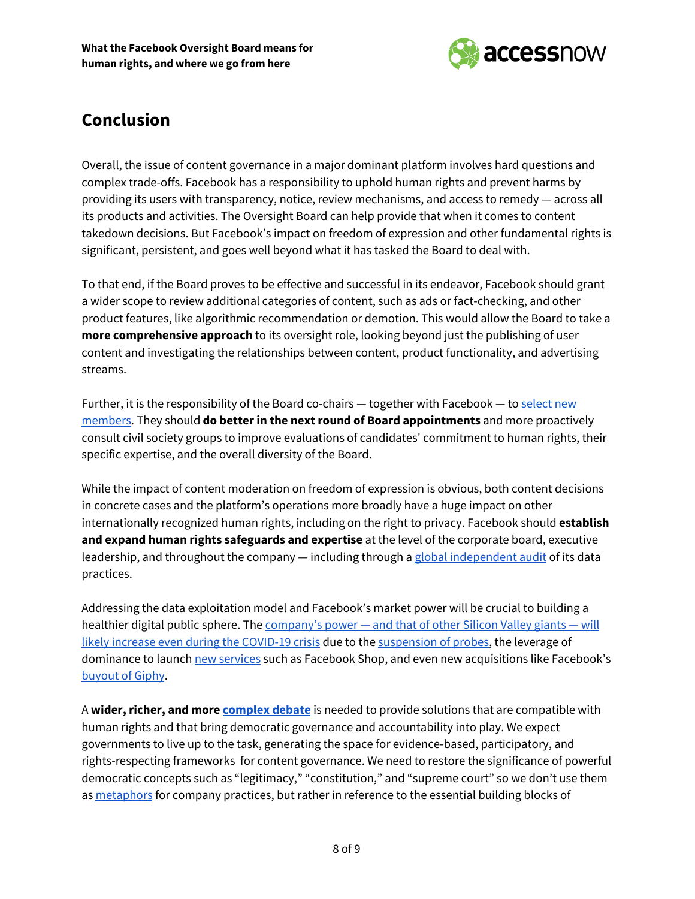## Conclusion

Overall, the issue of content governance in a major dominant platform involves hard questions and complex trade-offs. Facebook has a responsibility to uphold human rights and prevent harms by providing its users with transparency, notice, review mechanisms, and access to remedy — across all its products and activities. The Oversight Board can help provide that when it comes to content takedown decisions. But Facebook's impact on freedom of expression and other fundamental rights is significant, persistent, and goes well beyond what it has tasked the Board to deal with.

To that end, if the Board proves to be effective and successful in its endeavor, Facebook should grant a wider scope to review additional categories of content, such as ads or fact-checking, and other product features, like algorithmic recommendation or demotion. This would allow the Board to take a **more comprehensive approach** to its oversight role, looking beyond just the publishing of user content and investigating the relationships between content, product functionality, and advertising streams.

Further, it is the responsibility of the Board co-chairs — together with Facebook — to select new members. They should **do better in the next round of Board appointments** and more proactively consult civil society groups to improve evaluations of candidates' commitment to human rights, their specific expertise, and the overall diversity of the Board.

While the impact of content moderation on freedom of expression is obvious, both content decisions in concrete cases and the platform's operations more broadly have a huge impact on other internationally recognized human rights, including on the right to privacy. Facebook should **establish and expand human rights safeguards and expertise** at the level of the corporate board, executive leadership, and throughout the company — including through a global independent audit of its data practices.

Addressing the data exploitation model and Facebook's market power will be crucial to building a healthier digital public sphere. The company's power — and that of other Silicon Valley giants — will likely increase even during the COVID-19 crisis due to the suspension of probes, the leverage of dominance to launch new services such as Facebook Shop, and even new acquisitions like Facebook's buyout of Giphy.

A **wider, richer, and more complex debate** is needed to provide solutions that are compatible with human rights and that bring democratic governance and accountability into play. We expect governments to live up to the task, generating the space for evidence-based, participatory, and rights-respecting frameworks for content governance. We need to restore the significance of powerful democratic concepts such as "legitimacy," "constitution," and "supreme court" so we don't use them as metaphors for company practices, but rather in reference to the essential building blocks of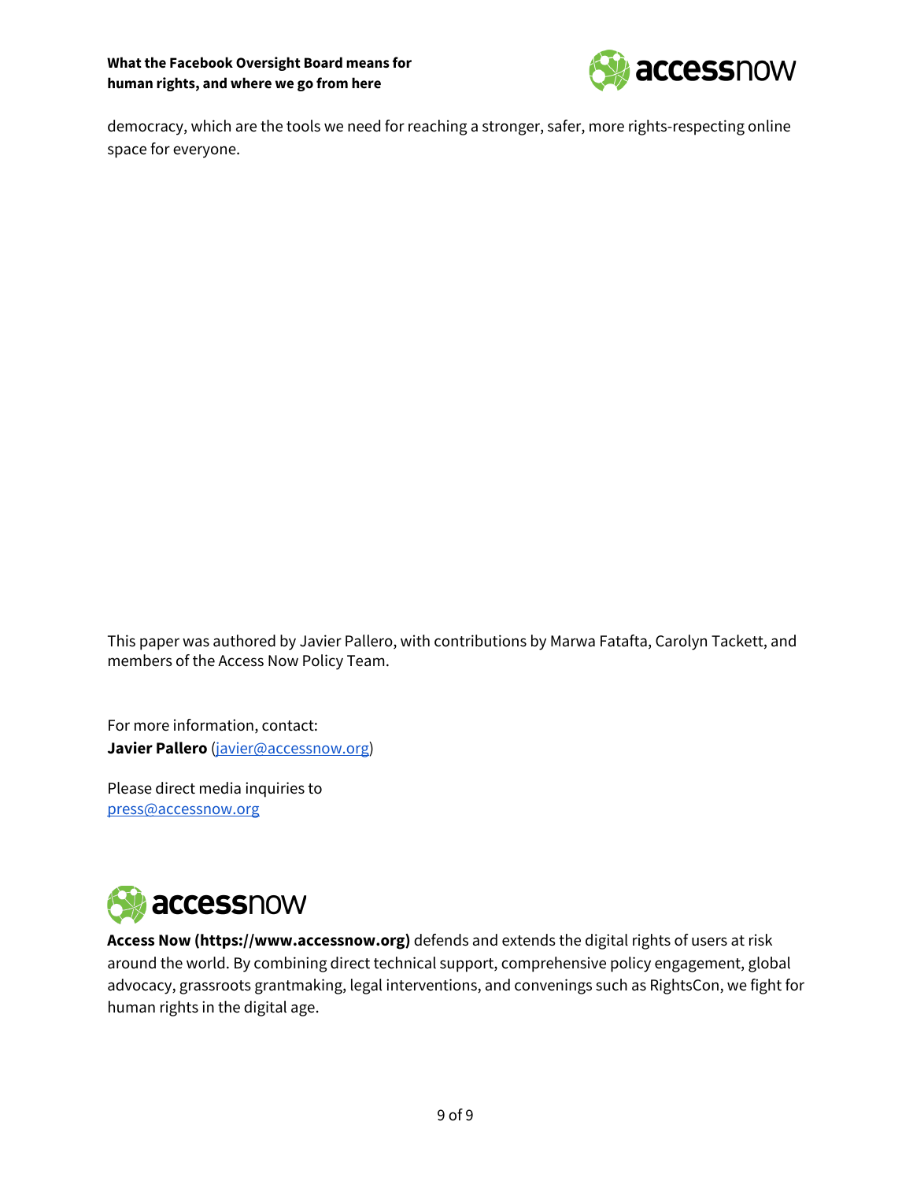democracy, which are the tools we need for reaching a stronger, safer, more rights-respecting online space for everyone.

This paper was authored by Javier Pallero, with contributions by Marwa Fatafta, Carolyn Tackett, and members of the Access Now Policy Team.

For more information, contact:
**Javier Pallero** (javier@accessnow.org)

Please direct media inquiries to
press@accessnow.org

**Access Now (https://www.accessnow.org)** defends and extends the digital rights of users at risk around the world. By combining direct technical support, comprehensive policy engagement, global advocacy, grassroots grantmaking, legal interventions, and convenings such as RightsCon, we fight for human rights in the digital age.